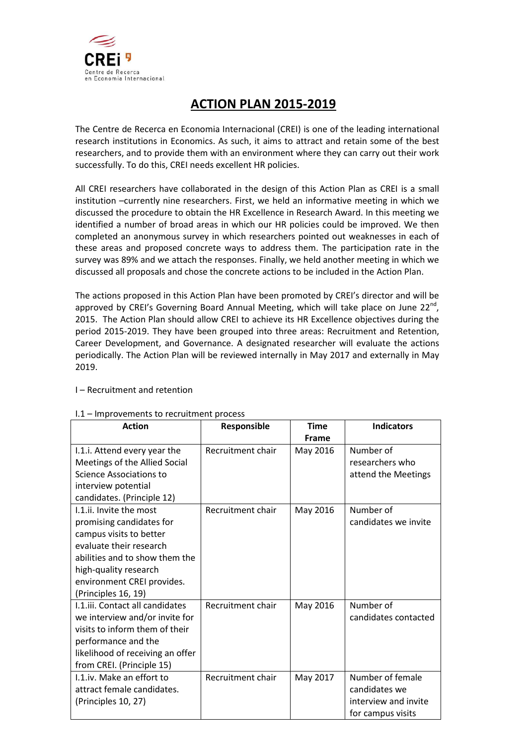# ACTION PLAN 2015-2019

The Centre de Recerca en Economia Internacional (CREI) is one of the leading international research institutions in Economics. As such, it aims to attract and retain some of the best researchers, and to provide them with an environment where they can carry out their work successfully. To do this, CREI needs excellent HR policies.

All CREI researchers have collaborated in the design of this Action Plan as CREI is a small institution –currently nine researchers. First, we held an informative meeting in which we discussed the procedure to obtain the HR Excellence in Research Award. In this meeting we identified a number of broad areas in which our HR policies could be improved. We then completed an anonymous survey in which researchers pointed out weaknesses in each of these areas and proposed concrete ways to address them. The participation rate in the survey was 89% and we attach the responses. Finally, we held another meeting in which we discussed all proposals and chose the concrete actions to be included in the Action Plan.

The actions proposed in this Action Plan have been promoted by CREI's director and will be approved by CREI's Governing Board Annual Meeting, which will take place on June 22nd, 2015. The Action Plan should allow CREI to achieve its HR Excellence objectives during the period 2015-2019. They have been grouped into three areas: Recruitment and Retention, Career Development, and Governance. A designated researcher will evaluate the actions periodically. The Action Plan will be reviewed internally in May 2017 and externally in May 2019.

I – Recruitment and retention

I.1 – Improvements to recruitment process

| Action | Responsible | Time Frame | Indicators |
|---|---|---|---|
| I.1.i. Attend every year the Meetings of the Allied Social Science Associations to interview potential candidates. (Principle 12) | Recruitment chair | May 2016 | Number of researchers who attend the Meetings |
| I.1.ii. Invite the most promising candidates for campus visits to better evaluate their research abilities and to show them the high-quality research environment CREI provides. (Principles 16, 19) | Recruitment chair | May 2016 | Number of candidates we invite |
| I.1.iii. Contact all candidates we interview and/or invite for visits to inform them of their performance and the likelihood of receiving an offer from CREI. (Principle 15) | Recruitment chair | May 2016 | Number of candidates contacted |
| I.1.iv. Make an effort to attract female candidates. (Principles 10, 27) | Recruitment chair | May 2017 | Number of female candidates we interview and invite for campus visits |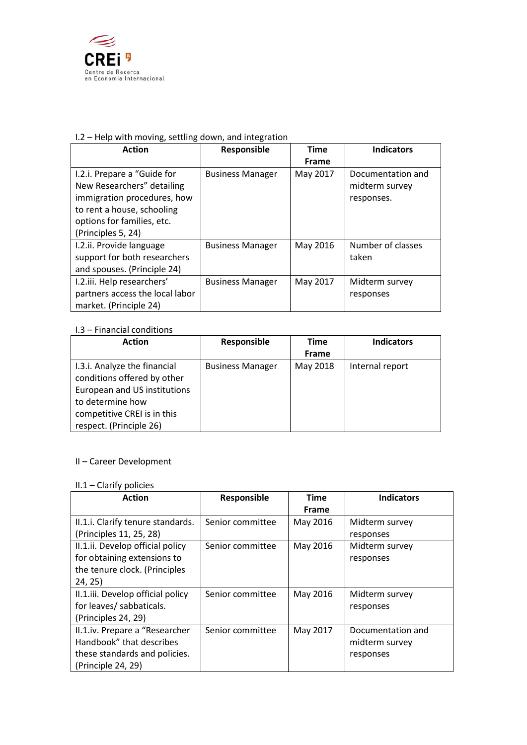I.2 – Help with moving, settling down, and integration

| Action | Responsible | Time Frame | Indicators |
|---|---|---|---|
| I.2.i. Prepare a “Guide for New Researchers” detailing immigration procedures, how to rent a house, schooling options for families, etc. (Principles 5, 24) | Business Manager | May 2017 | Documentation and midterm survey responses. |
| I.2.ii. Provide language support for both researchers and spouses. (Principle 24) | Business Manager | May 2016 | Number of classes taken |
| I.2.iii. Help researchers’ partners access the local labor market. (Principle 24) | Business Manager | May 2017 | Midterm survey responses |

I.3 – Financial conditions

| Action | Responsible | Time Frame | Indicators |
|---|---|---|---|
| I.3.i. Analyze the financial conditions offered by other European and US institutions to determine how competitive CREI is in this respect. (Principle 26) | Business Manager | May 2018 | Internal report |

II – Career Development

II.1 – Clarify policies

| Action | Responsible | Time Frame | Indicators |
|---|---|---|---|
| II.1.i. Clarify tenure standards. (Principles 11, 25, 28) | Senior committee | May 2016 | Midterm survey responses |
| II.1.ii. Develop official policy for obtaining extensions to the tenure clock. (Principles 24, 25) | Senior committee | May 2016 | Midterm survey responses |
| II.1.iii. Develop official policy for leaves/ sabbaticals. (Principles 24, 29) | Senior committee | May 2016 | Midterm survey responses |
| II.1.iv. Prepare a “Researcher Handbook” that describes these standards and policies. (Principle 24, 29) | Senior committee | May 2017 | Documentation and midterm survey responses |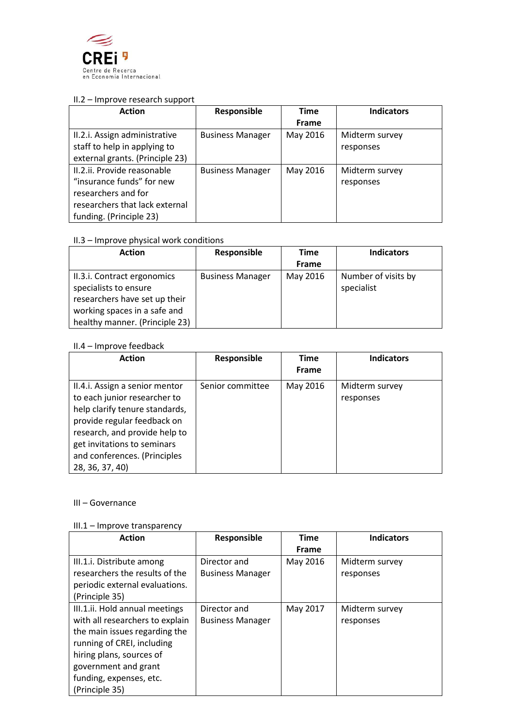II.2 – Improve research support

| Action | Responsible | Time Frame | Indicators |
|---|---|---|---|
| II.2.i. Assign administrative staff to help in applying to external grants. (Principle 23) | Business Manager | May 2016 | Midterm survey responses |
| II.2.ii. Provide reasonable “insurance funds” for new researchers and for researchers that lack external funding. (Principle 23) | Business Manager | May 2016 | Midterm survey responses |

II.3 – Improve physical work conditions

| Action | Responsible | Time Frame | Indicators |
|---|---|---|---|
| II.3.i. Contract ergonomics specialists to ensure researchers have set up their working spaces in a safe and healthy manner. (Principle 23) | Business Manager | May 2016 | Number of visits by specialist |

II.4 – Improve feedback

| Action | Responsible | Time Frame | Indicators |
|---|---|---|---|
| II.4.i. Assign a senior mentor to each junior researcher to help clarify tenure standards, provide regular feedback on research, and provide help to get invitations to seminars and conferences. (Principles 28, 36, 37, 40) | Senior committee | May 2016 | Midterm survey responses |

III – Governance

III.1 – Improve transparency

| Action | Responsible | Time Frame | Indicators |
|---|---|---|---|
| III.1.i. Distribute among researchers the results of the periodic external evaluations. (Principle 35) | Director and Business Manager | May 2016 | Midterm survey responses |
| III.1.ii. Hold annual meetings with all researchers to explain the main issues regarding the running of CREI, including hiring plans, sources of government and grant funding, expenses, etc. (Principle 35) | Director and Business Manager | May 2017 | Midterm survey responses |